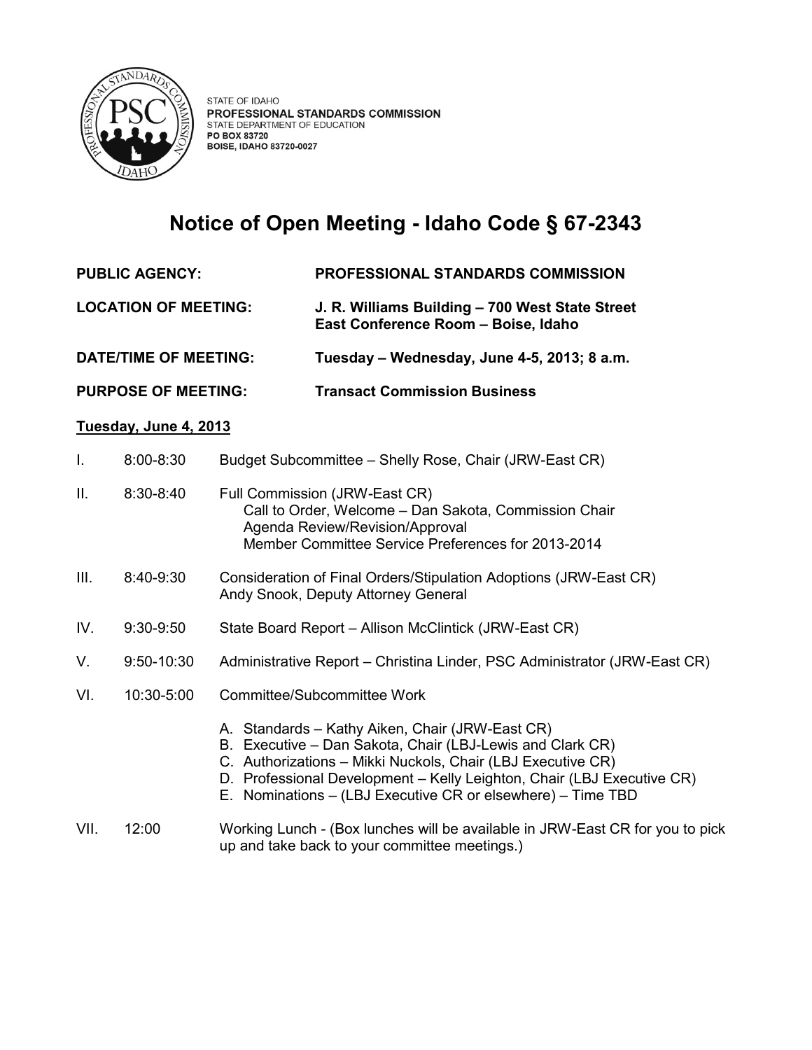STATE OF IDAHO
**PROFESSIONAL STANDARDS COMMISSION**
STATE DEPARTMENT OF EDUCATION
**PO BOX 83720**
**BOISE, IDAHO 83720-0027**

# Notice of Open Meeting - Idaho Code § 67-2343

**PUBLIC AGENCY:** **PROFESSIONAL STANDARDS COMMISSION**

**LOCATION OF MEETING:** **J. R. Williams Building – 700 West State Street East Conference Room – Boise, Idaho**

**DATE/TIME OF MEETING:** **Tuesday – Wednesday, June 4-5, 2013; 8 a.m.**

**PURPOSE OF MEETING:** **Transact Commission Business**

**Tuesday, June 4, 2013**

I. 8:00-8:30 Budget Subcommittee – Shelly Rose, Chair (JRW-East CR)

II. 8:30-8:40 Full Commission (JRW-East CR)
 Call to Order, Welcome – Dan Sakota, Commission Chair
 Agenda Review/Revision/Approval
 Member Committee Service Preferences for 2013-2014

III. 8:40-9:30 Consideration of Final Orders/Stipulation Adoptions (JRW-East CR)
 Andy Snook, Deputy Attorney General

IV. 9:30-9:50 State Board Report – Allison McClintick (JRW-East CR)

V. 9:50-10:30 Administrative Report – Christina Linder, PSC Administrator (JRW-East CR)

VI. 10:30-5:00 Committee/Subcommittee Work

 A. Standards – Kathy Aiken, Chair (JRW-East CR)
 B. Executive – Dan Sakota, Chair (LBJ-Lewis and Clark CR)
 C. Authorizations – Mikki Nuckols, Chair (LBJ Executive CR)
 D. Professional Development – Kelly Leighton, Chair (LBJ Executive CR)
 E. Nominations – (LBJ Executive CR or elsewhere) – Time TBD

VII. 12:00 Working Lunch - (Box lunches will be available in JRW-East CR for you to pick up and take back to your committee meetings.)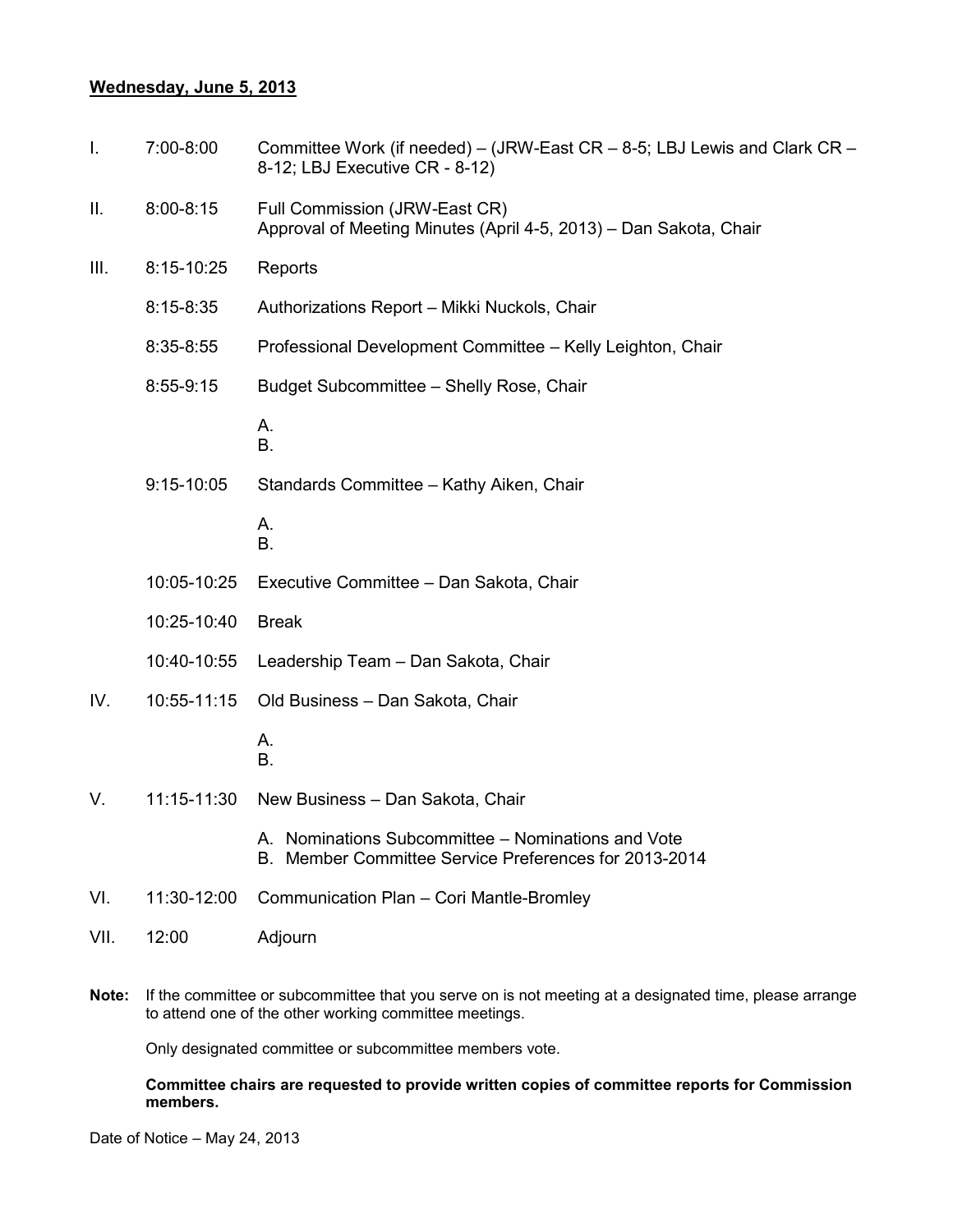**Wednesday, June 5, 2013**

| | | |
|---|---|---|
| I. | 7:00-8:00 | Committee Work (if needed) – (JRW-East CR – 8-5; LBJ Lewis and Clark CR – 8-12; LBJ Executive CR - 8-12) |
| II. | 8:00-8:15 | Full Commission (JRW-East CR)<br>Approval of Meeting Minutes (April 4-5, 2013) – Dan Sakota, Chair |
| III. | 8:15-10:25 | Reports |
| | 8:15-8:35 | Authorizations Report – Mikki Nuckols, Chair |
| | 8:35-8:55 | Professional Development Committee – Kelly Leighton, Chair |
| | 8:55-9:15 | Budget Subcommittee – Shelly Rose, Chair<br>A.<br>B. |
| | 9:15-10:05 | Standards Committee – Kathy Aiken, Chair<br>A.<br>B. |
| | 10:05-10:25 | Executive Committee – Dan Sakota, Chair |
| | 10:25-10:40 | Break |
| | 10:40-10:55 | Leadership Team – Dan Sakota, Chair |
| IV. | 10:55-11:15 | Old Business – Dan Sakota, Chair<br>A.<br>B. |
| V. | 11:15-11:30 | New Business – Dan Sakota, Chair<br>A. Nominations Subcommittee – Nominations and Vote<br>B. Member Committee Service Preferences for 2013-2014 |
| VI. | 11:30-12:00 | Communication Plan – Cori Mantle-Bromley |
| VII. | 12:00 | Adjourn |

**Note:** If the committee or subcommittee that you serve on is not meeting at a designated time, please arrange to attend one of the other working committee meetings.

Only designated committee or subcommittee members vote.

**Committee chairs are requested to provide written copies of committee reports for Commission members.**

Date of Notice – May 24, 2013